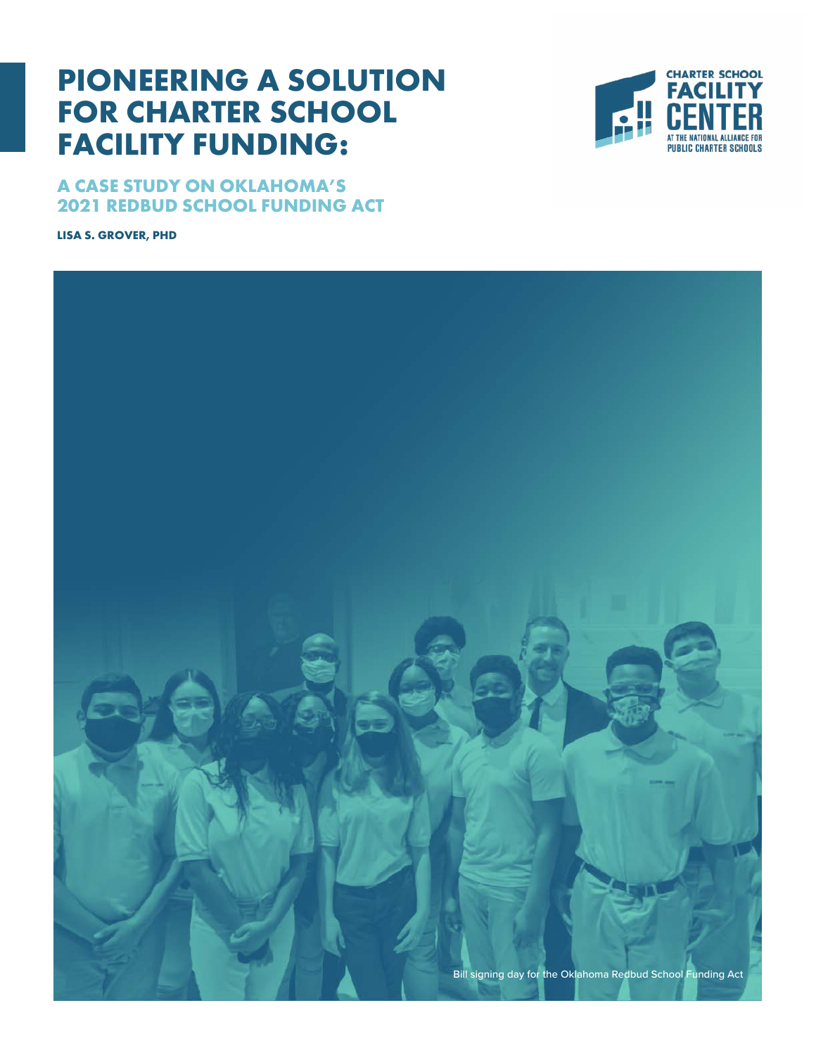# PIONEERING A SOLUTION FOR CHARTER SCHOOL FACILITY FUNDING:

## A CASE STUDY ON OKLAHOMA'S 2021 REDBUD SCHOOL FUNDING ACT

**LISA S. GROVER, PHD**

CHARTER SCHOOL FACILITY CENTER AT THE NATIONAL ALLIANCE FOR PUBLIC CHARTER SCHOOLS

Bill signing day for the Oklahoma Redbud School Funding Act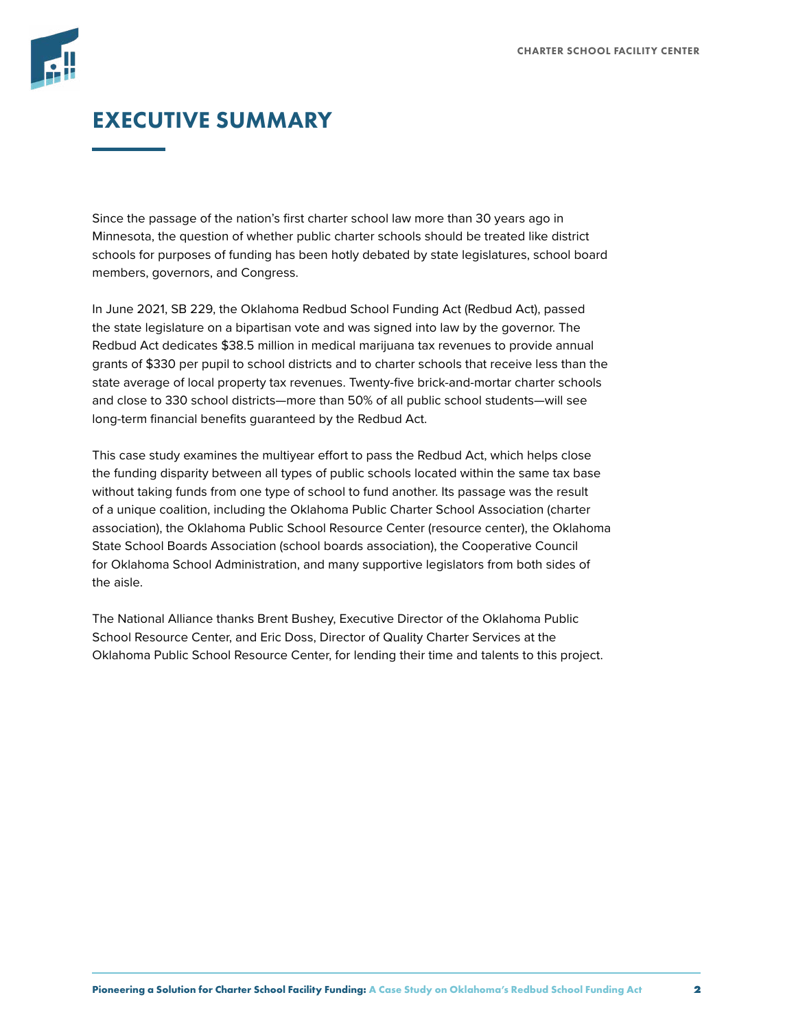# EXECUTIVE SUMMARY

Since the passage of the nation's first charter school law more than 30 years ago in Minnesota, the question of whether public charter schools should be treated like district schools for purposes of funding has been hotly debated by state legislatures, school board members, governors, and Congress.

In June 2021, SB 229, the Oklahoma Redbud School Funding Act (Redbud Act), passed the state legislature on a bipartisan vote and was signed into law by the governor. The Redbud Act dedicates $38.5 million in medical marijuana tax revenues to provide annual grants of $330 per pupil to school districts and to charter schools that receive less than the state average of local property tax revenues. Twenty-five brick-and-mortar charter schools and close to 330 school districts—more than 50% of all public school students—will see long-term financial benefits guaranteed by the Redbud Act.

This case study examines the multiyear effort to pass the Redbud Act, which helps close the funding disparity between all types of public schools located within the same tax base without taking funds from one type of school to fund another. Its passage was the result of a unique coalition, including the Oklahoma Public Charter School Association (charter association), the Oklahoma Public School Resource Center (resource center), the Oklahoma State School Boards Association (school boards association), the Cooperative Council for Oklahoma School Administration, and many supportive legislators from both sides of the aisle.

The National Alliance thanks Brent Bushey, Executive Director of the Oklahoma Public School Resource Center, and Eric Doss, Director of Quality Charter Services at the Oklahoma Public School Resource Center, for lending their time and talents to this project.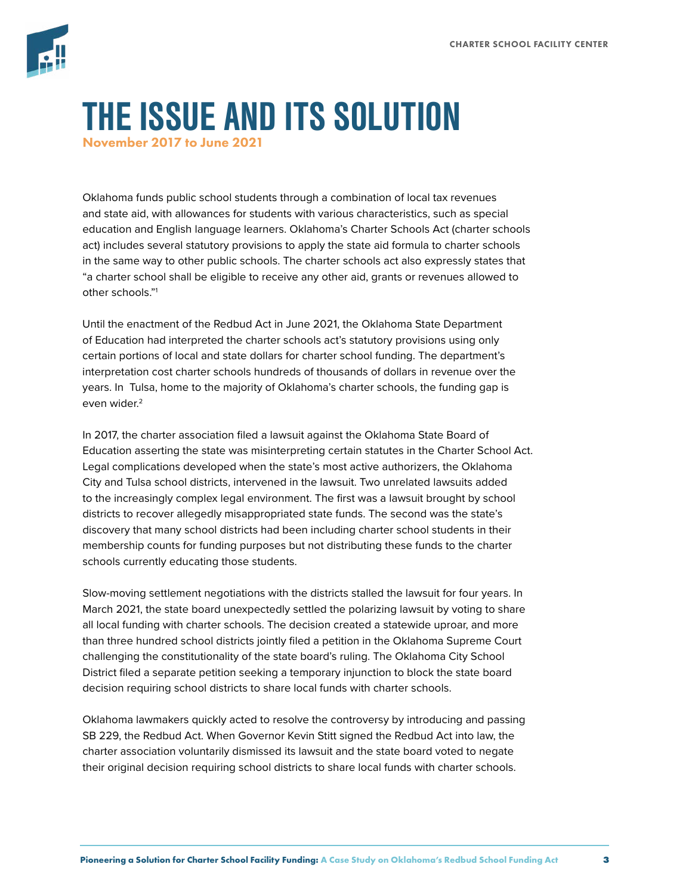# THE ISSUE AND ITS SOLUTION

**November 2017 to June 2021**

Oklahoma funds public school students through a combination of local tax revenues and state aid, with allowances for students with various characteristics, such as special education and English language learners. Oklahoma's Charter Schools Act (charter schools act) includes several statutory provisions to apply the state aid formula to charter schools in the same way to other public schools. The charter schools act also expressly states that "a charter school shall be eligible to receive any other aid, grants or revenues allowed to other schools."[1]

Until the enactment of the Redbud Act in June 2021, the Oklahoma State Department of Education had interpreted the charter schools act's statutory provisions using only certain portions of local and state dollars for charter school funding. The department's interpretation cost charter schools hundreds of thousands of dollars in revenue over the years. In Tulsa, home to the majority of Oklahoma's charter schools, the funding gap is even wider.[2]

In 2017, the charter association filed a lawsuit against the Oklahoma State Board of Education asserting the state was misinterpreting certain statutes in the Charter School Act. Legal complications developed when the state's most active authorizers, the Oklahoma City and Tulsa school districts, intervened in the lawsuit. Two unrelated lawsuits added to the increasingly complex legal environment. The first was a lawsuit brought by school districts to recover allegedly misappropriated state funds. The second was the state's discovery that many school districts had been including charter school students in their membership counts for funding purposes but not distributing these funds to the charter schools currently educating those students.

Slow-moving settlement negotiations with the districts stalled the lawsuit for four years. In March 2021, the state board unexpectedly settled the polarizing lawsuit by voting to share all local funding with charter schools. The decision created a statewide uproar, and more than three hundred school districts jointly filed a petition in the Oklahoma Supreme Court challenging the constitutionality of the state board's ruling. The Oklahoma City School District filed a separate petition seeking a temporary injunction to block the state board decision requiring school districts to share local funds with charter schools.

Oklahoma lawmakers quickly acted to resolve the controversy by introducing and passing SB 229, the Redbud Act. When Governor Kevin Stitt signed the Redbud Act into law, the charter association voluntarily dismissed its lawsuit and the state board voted to negate their original decision requiring school districts to share local funds with charter schools.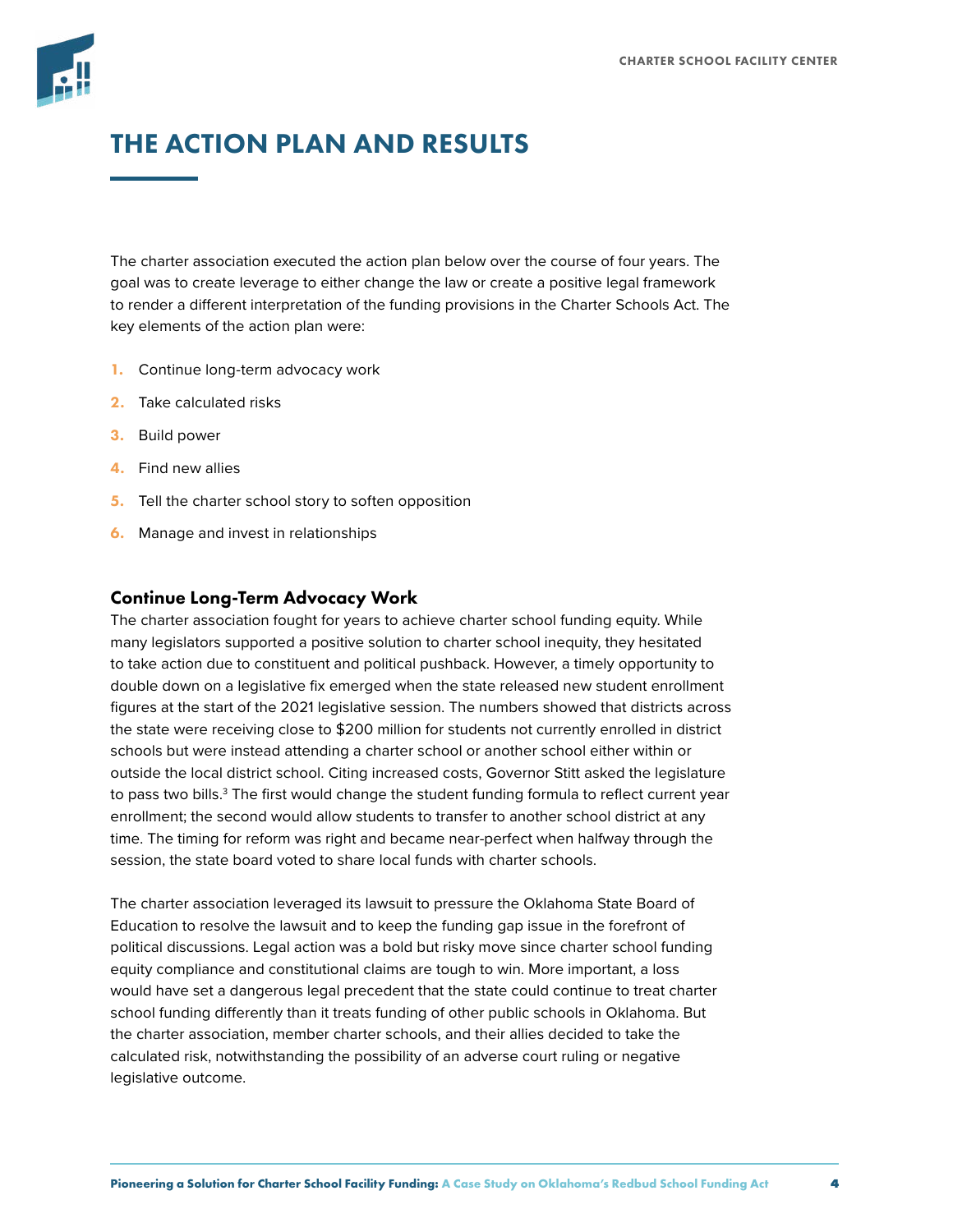# THE ACTION PLAN AND RESULTS

The charter association executed the action plan below over the course of four years. The goal was to create leverage to either change the law or create a positive legal framework to render a different interpretation of the funding provisions in the Charter Schools Act. The key elements of the action plan were:

1. Continue long-term advocacy work
2. Take calculated risks
3. Build power
4. Find new allies
5. Tell the charter school story to soften opposition
6. Manage and invest in relationships

### Continue Long-Term Advocacy Work

The charter association fought for years to achieve charter school funding equity. While many legislators supported a positive solution to charter school inequity, they hesitated to take action due to constituent and political pushback. However, a timely opportunity to double down on a legislative fix emerged when the state released new student enrollment figures at the start of the 2021 legislative session. The numbers showed that districts across the state were receiving close to $200 million for students not currently enrolled in district schools but were instead attending a charter school or another school either within or outside the local district school. Citing increased costs, Governor Stitt asked the legislature to pass two bills.[3] The first would change the student funding formula to reflect current year enrollment; the second would allow students to transfer to another school district at any time. The timing for reform was right and became near-perfect when halfway through the session, the state board voted to share local funds with charter schools.

The charter association leveraged its lawsuit to pressure the Oklahoma State Board of Education to resolve the lawsuit and to keep the funding gap issue in the forefront of political discussions. Legal action was a bold but risky move since charter school funding equity compliance and constitutional claims are tough to win. More important, a loss would have set a dangerous legal precedent that the state could continue to treat charter school funding differently than it treats funding of other public schools in Oklahoma. But the charter association, member charter schools, and their allies decided to take the calculated risk, notwithstanding the possibility of an adverse court ruling or negative legislative outcome.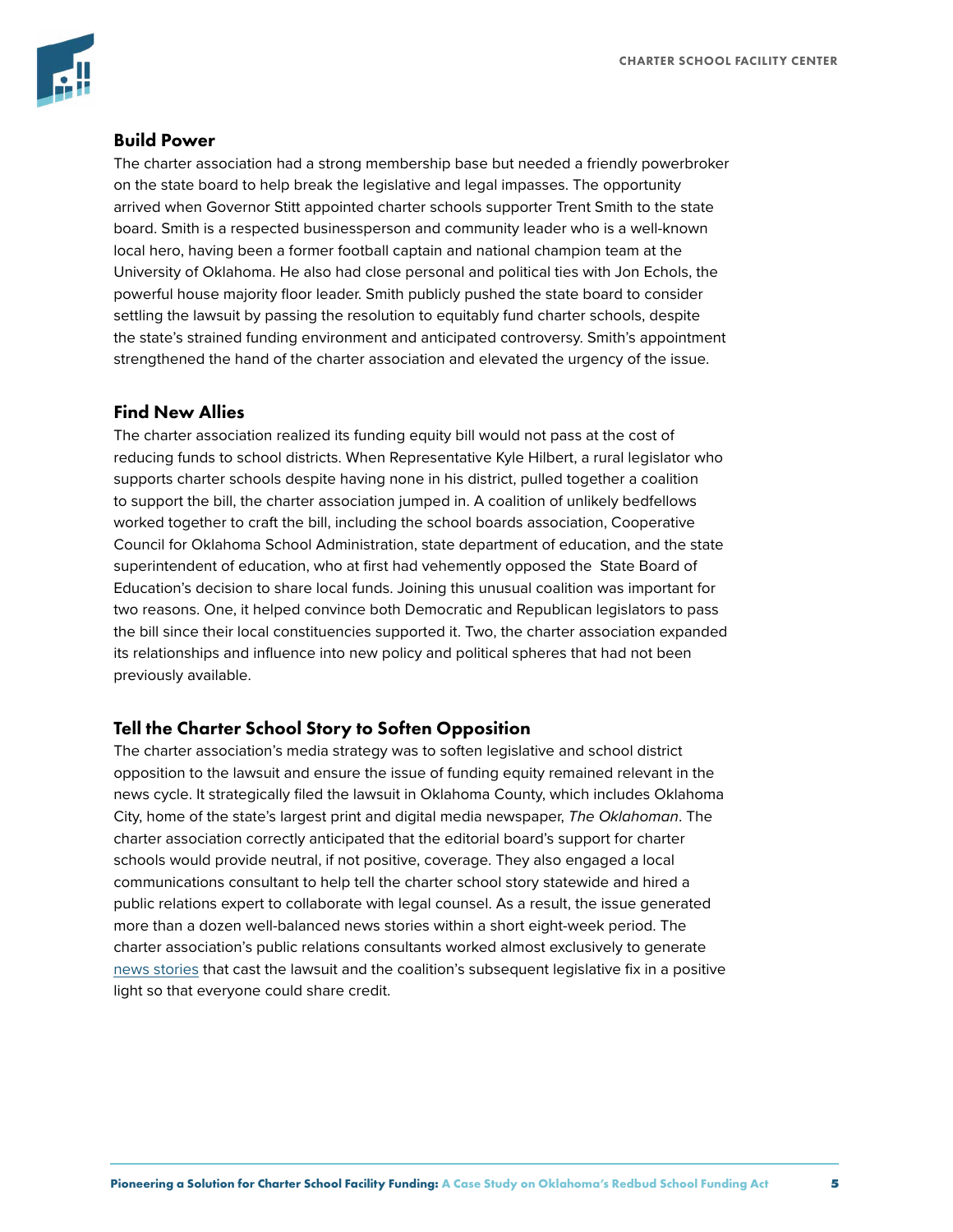## Build Power

The charter association had a strong membership base but needed a friendly powerbroker on the state board to help break the legislative and legal impasses. The opportunity arrived when Governor Stitt appointed charter schools supporter Trent Smith to the state board. Smith is a respected businessperson and community leader who is a well-known local hero, having been a former football captain and national champion team at the University of Oklahoma. He also had close personal and political ties with Jon Echols, the powerful house majority floor leader. Smith publicly pushed the state board to consider settling the lawsuit by passing the resolution to equitably fund charter schools, despite the state's strained funding environment and anticipated controversy. Smith's appointment strengthened the hand of the charter association and elevated the urgency of the issue.

## Find New Allies

The charter association realized its funding equity bill would not pass at the cost of reducing funds to school districts. When Representative Kyle Hilbert, a rural legislator who supports charter schools despite having none in his district, pulled together a coalition to support the bill, the charter association jumped in. A coalition of unlikely bedfellows worked together to craft the bill, including the school boards association, Cooperative Council for Oklahoma School Administration, state department of education, and the state superintendent of education, who at first had vehemently opposed the State Board of Education's decision to share local funds. Joining this unusual coalition was important for two reasons. One, it helped convince both Democratic and Republican legislators to pass the bill since their local constituencies supported it. Two, the charter association expanded its relationships and influence into new policy and political spheres that had not been previously available.

## Tell the Charter School Story to Soften Opposition

The charter association's media strategy was to soften legislative and school district opposition to the lawsuit and ensure the issue of funding equity remained relevant in the news cycle. It strategically filed the lawsuit in Oklahoma County, which includes Oklahoma City, home of the state's largest print and digital media newspaper, *The Oklahoman*. The charter association correctly anticipated that the editorial board's support for charter schools would provide neutral, if not positive, coverage. They also engaged a local communications consultant to help tell the charter school story statewide and hired a public relations expert to collaborate with legal counsel. As a result, the issue generated more than a dozen well-balanced news stories within a short eight-week period. The charter association's public relations consultants worked almost exclusively to generate news stories that cast the lawsuit and the coalition's subsequent legislative fix in a positive light so that everyone could share credit.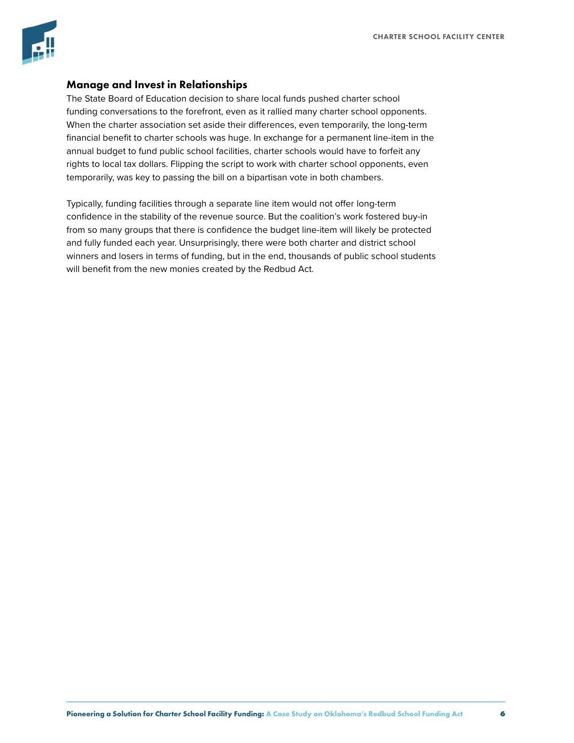### Manage and Invest in Relationships

The State Board of Education decision to share local funds pushed charter school funding conversations to the forefront, even as it rallied many charter school opponents. When the charter association set aside their differences, even temporarily, the long-term financial benefit to charter schools was huge. In exchange for a permanent line-item in the annual budget to fund public school facilities, charter schools would have to forfeit any rights to local tax dollars. Flipping the script to work with charter school opponents, even temporarily, was key to passing the bill on a bipartisan vote in both chambers.

Typically, funding facilities through a separate line item would not offer long-term confidence in the stability of the revenue source. But the coalition's work fostered buy-in from so many groups that there is confidence the budget line-item will likely be protected and fully funded each year. Unsurprisingly, there were both charter and district school winners and losers in terms of funding, but in the end, thousands of public school students will benefit from the new monies created by the Redbud Act.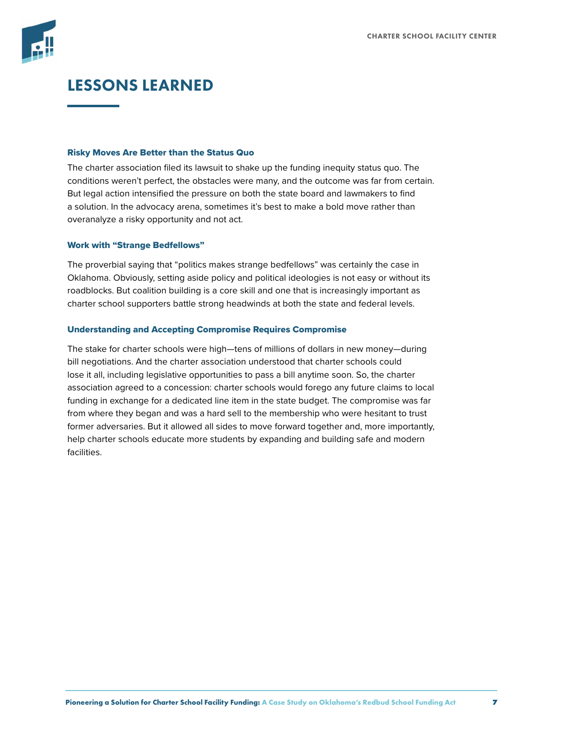# LESSONS LEARNED

### Risky Moves Are Better than the Status Quo

The charter association filed its lawsuit to shake up the funding inequity status quo. The conditions weren't perfect, the obstacles were many, and the outcome was far from certain. But legal action intensified the pressure on both the state board and lawmakers to find a solution. In the advocacy arena, sometimes it's best to make a bold move rather than overanalyze a risky opportunity and not act.

### Work with "Strange Bedfellows"

The proverbial saying that "politics makes strange bedfellows" was certainly the case in Oklahoma. Obviously, setting aside policy and political ideologies is not easy or without its roadblocks. But coalition building is a core skill and one that is increasingly important as charter school supporters battle strong headwinds at both the state and federal levels.

### Understanding and Accepting Compromise Requires Compromise

The stake for charter schools were high—tens of millions of dollars in new money—during bill negotiations. And the charter association understood that charter schools could lose it all, including legislative opportunities to pass a bill anytime soon. So, the charter association agreed to a concession: charter schools would forego any future claims to local funding in exchange for a dedicated line item in the state budget. The compromise was far from where they began and was a hard sell to the membership who were hesitant to trust former adversaries. But it allowed all sides to move forward together and, more importantly, help charter schools educate more students by expanding and building safe and modern facilities.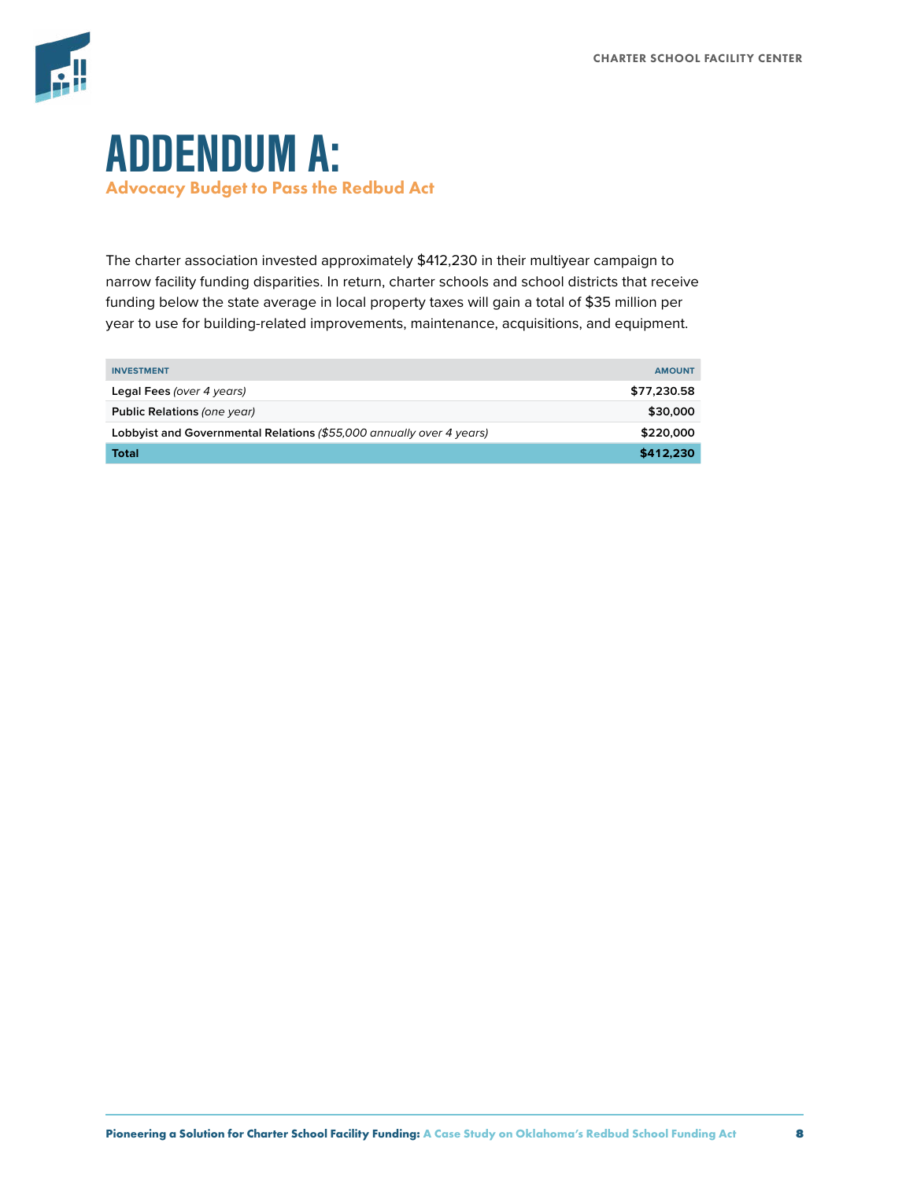# ADDENDUM A:

## Advocacy Budget to Pass the Redbud Act

The charter association invested approximately $412,230 in their multiyear campaign to narrow facility funding disparities. In return, charter schools and school districts that receive funding below the state average in local property taxes will gain a total of $35 million per year to use for building-related improvements, maintenance, acquisitions, and equipment.

| INVESTMENT | AMOUNT |
|---|---|
| Legal Fees *(over 4 years)* | $77,230.58 |
| Public Relations *(one year)* | $30,000 |
| Lobbyist and Governmental Relations *($55,000 annually over 4 years)* | $220,000 |
| **Total** | **$412,230** |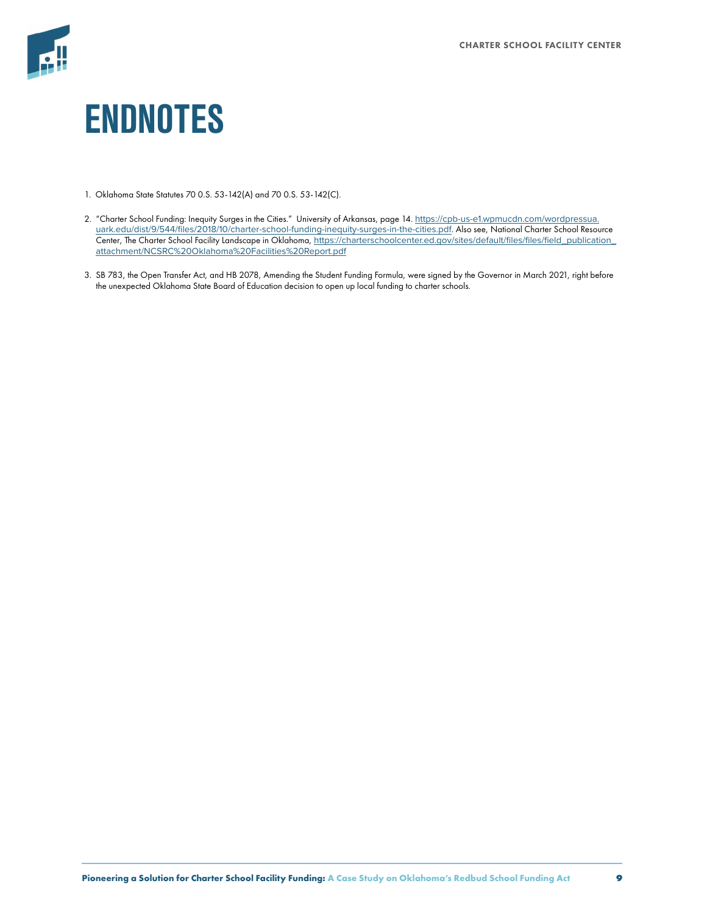# ENDNOTES

1. Oklahoma State Statutes 70 O.S. 53-142(A) and 70 O.S. 53-142(C).

2. "Charter School Funding: Inequity Surges in the Cities." University of Arkansas, page 14. https://cpb-us-e1.wpmucdn.com/wordpressua.uark.edu/dist/9/544/files/2018/10/charter-school-funding-inequity-surges-in-the-cities.pdf. Also see, National Charter School Resource Center, The Charter School Facility Landscape in Oklahoma, https://charterschoolcenter.ed.gov/sites/default/files/files/field_publication_attachment/NCSRC%20Oklahoma%20Facilities%20Report.pdf

3. SB 783, the Open Transfer Act, and HB 2078, Amending the Student Funding Formula, were signed by the Governor in March 2021, right before the unexpected Oklahoma State Board of Education decision to open up local funding to charter schools.